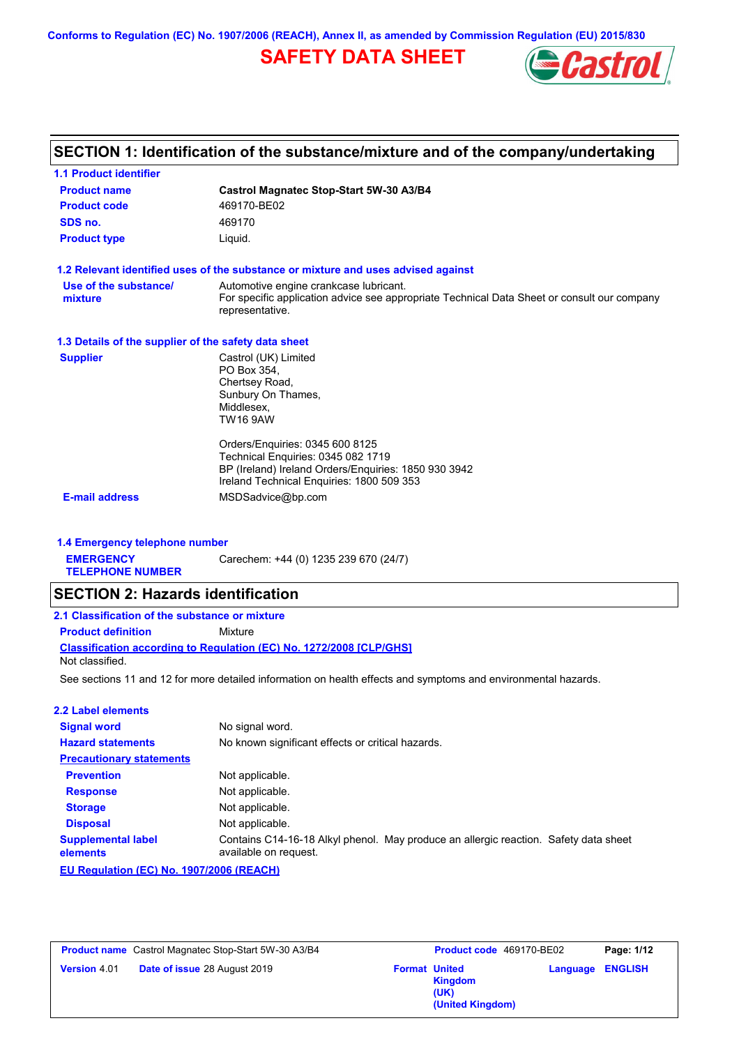Conforms to Regulation (EC) No. 1907/2006 (REACH), Annex II, as amended by Commission Regulation (EU) 2015/830

# SAFETY DATA SHEET

## SECTION 1: Identification of the substance/mixture and of the company/undertaking

### 1.1 Product identifier

| | |
|---|---|
| **Product name** | **Castrol Magnatec Stop-Start 5W-30 A3/B4** |
| **Product code** | 469170-BE02 |
| **SDS no.** | 469170 |
| **Product type** | Liquid. |

### 1.2 Relevant identified uses of the substance or mixture and uses advised against

| | |
|---|---|
| **Use of the substance/ mixture** | Automotive engine crankcase lubricant.<br>For specific application advice see appropriate Technical Data Sheet or consult our company representative. |

### 1.3 Details of the supplier of the safety data sheet

| | |
|---|---|
| **Supplier** | Castrol (UK) Limited<br>PO Box 354,<br>Chertsey Road,<br>Sunbury On Thames,<br>Middlesex,<br>TW16 9AW<br><br>Orders/Enquiries: 0345 600 8125<br>Technical Enquiries: 0345 082 1719<br>BP (Ireland) Ireland Orders/Enquiries: 1850 930 3942<br>Ireland Technical Enquiries: 1800 509 353 |
| **E-mail address** | MSDSadvice@bp.com |

### 1.4 Emergency telephone number

| | |
|---|---|
| **EMERGENCY TELEPHONE NUMBER** | Carechem: +44 (0) 1235 239 670 (24/7) |

## SECTION 2: Hazards identification

### 2.1 Classification of the substance or mixture

**Product definition** Mixture

**Classification according to Regulation (EC) No. 1272/2008 [CLP/GHS]**

Not classified.

See sections 11 and 12 for more detailed information on health effects and symptoms and environmental hazards.

### 2.2 Label elements

| | |
|---|---|
| **Signal word** | No signal word. |
| **Hazard statements** | No known significant effects or critical hazards. |
| **Precautionary statements** | |
| **Prevention** | Not applicable. |
| **Response** | Not applicable. |
| **Storage** | Not applicable. |
| **Disposal** | Not applicable. |
| **Supplemental label elements** | Contains C14-16-18 Alkyl phenol. May produce an allergic reaction. Safety data sheet available on request. |

**EU Regulation (EC) No. 1907/2006 (REACH)**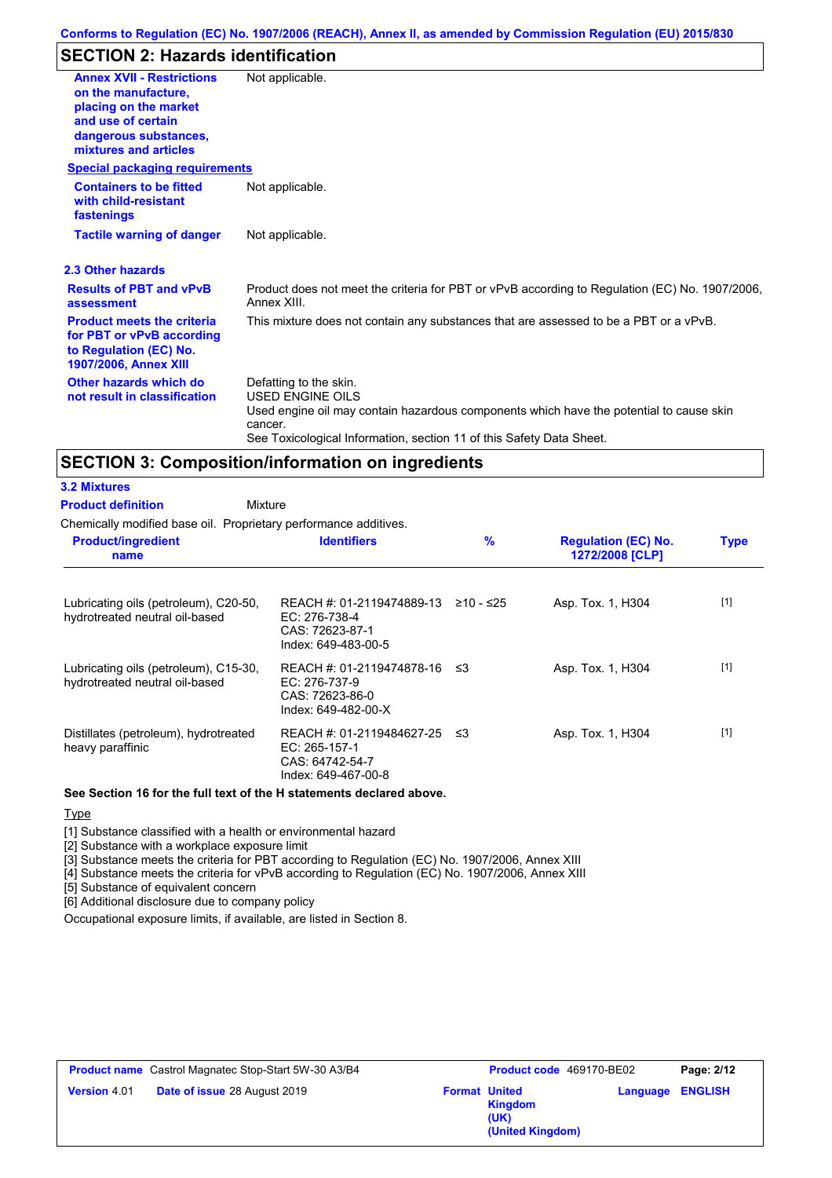## SECTION 2: Hazards identification

**Annex XVII - Restrictions on the manufacture, placing on the market and use of certain dangerous substances, mixtures and articles**: Not applicable.

**Special packaging requirements**

**Containers to be fitted with child-resistant fastenings**: Not applicable.

**Tactile warning of danger**: Not applicable.

### 2.3 Other hazards

**Results of PBT and vPvB assessment**: Product does not meet the criteria for PBT or vPvB according to Regulation (EC) No. 1907/2006, Annex XIII.

**Product meets the criteria for PBT or vPvB according to Regulation (EC) No. 1907/2006, Annex XIII**: This mixture does not contain any substances that are assessed to be a PBT or a vPvB.

**Other hazards which do not result in classification**: Defatting to the skin.
USED ENGINE OILS
Used engine oil may contain hazardous components which have the potential to cause skin cancer.
See Toxicological Information, section 11 of this Safety Data Sheet.

## SECTION 3: Composition/information on ingredients

### 3.2 Mixtures

**Product definition**: Mixture

Chemically modified base oil. Proprietary performance additives.

| Product/ingredient name | Identifiers | % | Regulation (EC) No. 1272/2008 [CLP] | Type |
|---|---|---|---|---|
| Lubricating oils (petroleum), C20-50, hydrotreated neutral oil-based | REACH #: 01-2119474889-13<br>EC: 276-738-4<br>CAS: 72623-87-1<br>Index: 649-483-00-5 | ≥10 - ≤25 | Asp. Tox. 1, H304 | [1] |
| Lubricating oils (petroleum), C15-30, hydrotreated neutral oil-based | REACH #: 01-2119474878-16<br>EC: 276-737-9<br>CAS: 72623-86-0<br>Index: 649-482-00-X | ≤3 | Asp. Tox. 1, H304 | [1] |
| Distillates (petroleum), hydrotreated heavy paraffinic | REACH #: 01-2119484627-25<br>EC: 265-157-1<br>CAS: 64742-54-7<br>Index: 649-467-00-8 | ≤3 | Asp. Tox. 1, H304 | [1] |

**See Section 16 for the full text of the H statements declared above.**

Type

[1] Substance classified with a health or environmental hazard
[2] Substance with a workplace exposure limit
[3] Substance meets the criteria for PBT according to Regulation (EC) No. 1907/2006, Annex XIII
[4] Substance meets the criteria for vPvB according to Regulation (EC) No. 1907/2006, Annex XIII
[5] Substance of equivalent concern
[6] Additional disclosure due to company policy

Occupational exposure limits, if available, are listed in Section 8.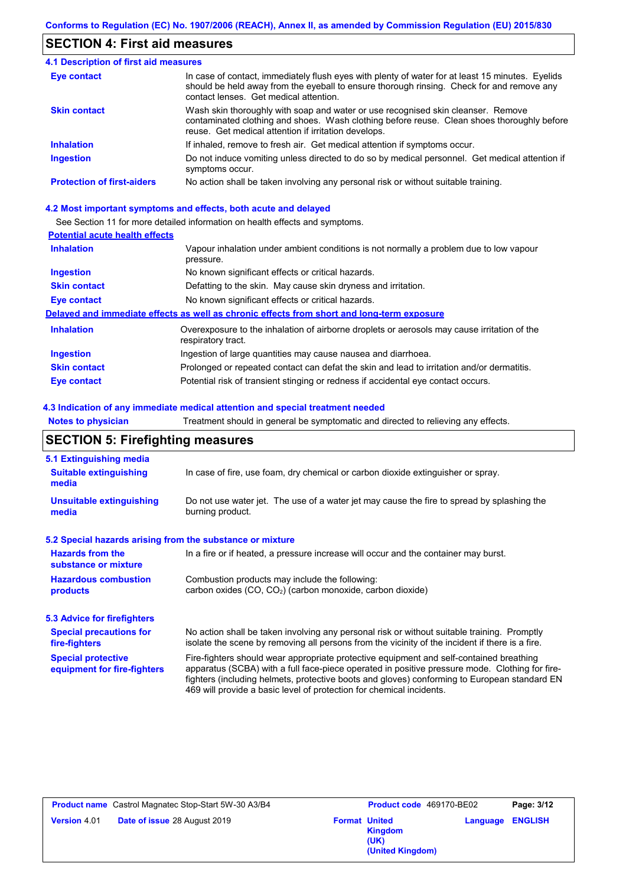## SECTION 4: First aid measures

### 4.1 Description of first aid measures

| | |
|---|---|
| **Eye contact** | In case of contact, immediately flush eyes with plenty of water for at least 15 minutes. Eyelids should be held away from the eyeball to ensure thorough rinsing. Check for and remove any contact lenses. Get medical attention. |
| **Skin contact** | Wash skin thoroughly with soap and water or use recognised skin cleanser. Remove contaminated clothing and shoes. Wash clothing before reuse. Clean shoes thoroughly before reuse. Get medical attention if irritation develops. |
| **Inhalation** | If inhaled, remove to fresh air. Get medical attention if symptoms occur. |
| **Ingestion** | Do not induce vomiting unless directed to do so by medical personnel. Get medical attention if symptoms occur. |
| **Protection of first-aiders** | No action shall be taken involving any personal risk or without suitable training. |

### 4.2 Most important symptoms and effects, both acute and delayed

See Section 11 for more detailed information on health effects and symptoms.

**Potential acute health effects**

| | |
|---|---|
| **Inhalation** | Vapour inhalation under ambient conditions is not normally a problem due to low vapour pressure. |
| **Ingestion** | No known significant effects or critical hazards. |
| **Skin contact** | Defatting to the skin. May cause skin dryness and irritation. |
| **Eye contact** | No known significant effects or critical hazards. |

**Delayed and immediate effects as well as chronic effects from short and long-term exposure**

| | |
|---|---|
| **Inhalation** | Overexposure to the inhalation of airborne droplets or aerosols may cause irritation of the respiratory tract. |
| **Ingestion** | Ingestion of large quantities may cause nausea and diarrhoea. |
| **Skin contact** | Prolonged or repeated contact can defat the skin and lead to irritation and/or dermatitis. |
| **Eye contact** | Potential risk of transient stinging or redness if accidental eye contact occurs. |

### 4.3 Indication of any immediate medical attention and special treatment needed

| | |
|---|---|
| **Notes to physician** | Treatment should in general be symptomatic and directed to relieving any effects. |

## SECTION 5: Firefighting measures

### 5.1 Extinguishing media

| | |
|---|---|
| **Suitable extinguishing media** | In case of fire, use foam, dry chemical or carbon dioxide extinguisher or spray. |
| **Unsuitable extinguishing media** | Do not use water jet. The use of a water jet may cause the fire to spread by splashing the burning product. |

### 5.2 Special hazards arising from the substance or mixture

| | |
|---|---|
| **Hazards from the substance or mixture** | In a fire or if heated, a pressure increase will occur and the container may burst. |
| **Hazardous combustion products** | Combustion products may include the following: carbon oxides (CO, $CO_2$) (carbon monoxide, carbon dioxide) |

### 5.3 Advice for firefighters

| | |
|---|---|
| **Special precautions for fire-fighters** | No action shall be taken involving any personal risk or without suitable training. Promptly isolate the scene by removing all persons from the vicinity of the incident if there is a fire. |
| **Special protective equipment for fire-fighters** | Fire-fighters should wear appropriate protective equipment and self-contained breathing apparatus (SCBA) with a full face-piece operated in positive pressure mode. Clothing for fire-fighters (including helmets, protective boots and gloves) conforming to European standard EN 469 will provide a basic level of protection for chemical incidents. |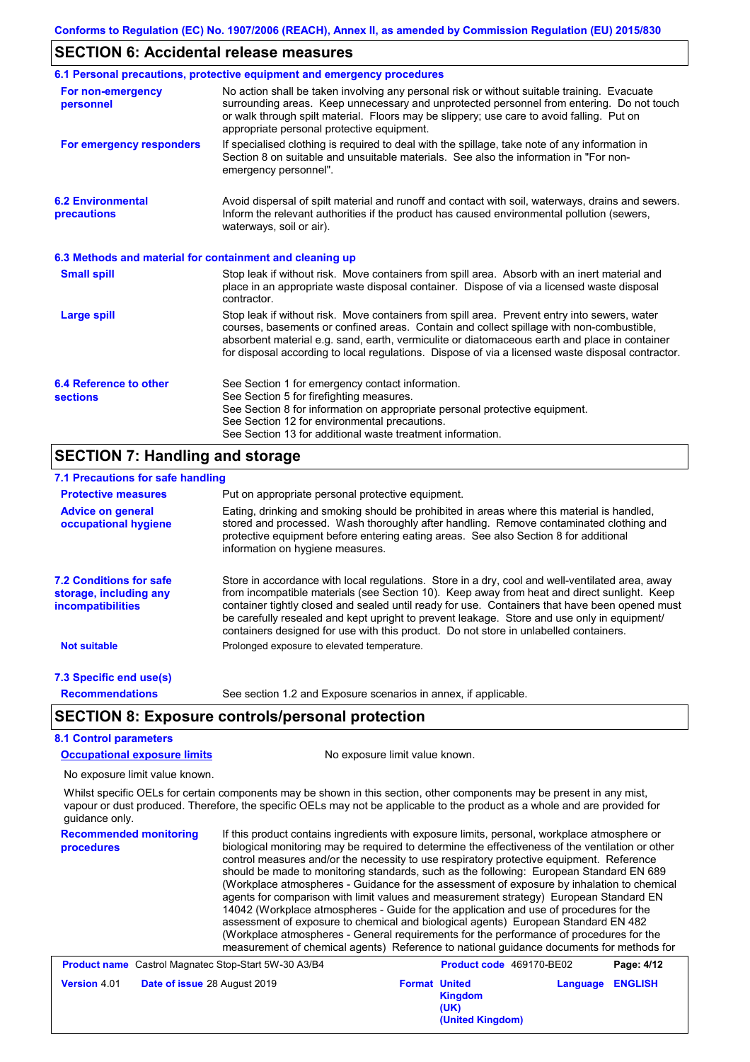## SECTION 6: Accidental release measures

### 6.1 Personal precautions, protective equipment and emergency procedures

**For non-emergency personnel**

No action shall be taken involving any personal risk or without suitable training. Evacuate surrounding areas. Keep unnecessary and unprotected personnel from entering. Do not touch or walk through spilt material. Floors may be slippery; use care to avoid falling. Put on appropriate personal protective equipment.

**For emergency responders**

If specialised clothing is required to deal with the spillage, take note of any information in Section 8 on suitable and unsuitable materials. See also the information in "For non-emergency personnel".

### 6.2 Environmental precautions

Avoid dispersal of spilt material and runoff and contact with soil, waterways, drains and sewers. Inform the relevant authorities if the product has caused environmental pollution (sewers, waterways, soil or air).

### 6.3 Methods and material for containment and cleaning up

**Small spill**

Stop leak if without risk. Move containers from spill area. Absorb with an inert material and place in an appropriate waste disposal container. Dispose of via a licensed waste disposal contractor.

**Large spill**

Stop leak if without risk. Move containers from spill area. Prevent entry into sewers, water courses, basements or confined areas. Contain and collect spillage with non-combustible, absorbent material e.g. sand, earth, vermiculite or diatomaceous earth and place in container for disposal according to local regulations. Dispose of via a licensed waste disposal contractor.

### 6.4 Reference to other sections

See Section 1 for emergency contact information.
See Section 5 for firefighting measures.
See Section 8 for information on appropriate personal protective equipment.
See Section 12 for environmental precautions.
See Section 13 for additional waste treatment information.

## SECTION 7: Handling and storage

### 7.1 Precautions for safe handling

**Protective measures**

Put on appropriate personal protective equipment.

**Advice on general occupational hygiene**

Eating, drinking and smoking should be prohibited in areas where this material is handled, stored and processed. Wash thoroughly after handling. Remove contaminated clothing and protective equipment before entering eating areas. See also Section 8 for additional information on hygiene measures.

### 7.2 Conditions for safe storage, including any incompatibilities

Store in accordance with local regulations. Store in a dry, cool and well-ventilated area, away from incompatible materials (see Section 10). Keep away from heat and direct sunlight. Keep container tightly closed and sealed until ready for use. Containers that have been opened must be carefully resealed and kept upright to prevent leakage. Store and use only in equipment/ containers designed for use with this product. Do not store in unlabelled containers.

**Not suitable**

Prolonged exposure to elevated temperature.

### 7.3 Specific end use(s)

**Recommendations**

See section 1.2 and Exposure scenarios in annex, if applicable.

## SECTION 8: Exposure controls/personal protection

### 8.1 Control parameters

**Occupational exposure limits**

No exposure limit value known.

No exposure limit value known.

Whilst specific OELs for certain components may be shown in this section, other components may be present in any mist, vapour or dust produced. Therefore, the specific OELs may not be applicable to the product as a whole and are provided for guidance only.

**Recommended monitoring procedures**

If this product contains ingredients with exposure limits, personal, workplace atmosphere or biological monitoring may be required to determine the effectiveness of the ventilation or other control measures and/or the necessity to use respiratory protective equipment. Reference should be made to monitoring standards, such as the following: European Standard EN 689 (Workplace atmospheres - Guidance for the assessment of exposure by inhalation to chemical agents for comparison with limit values and measurement strategy) European Standard EN 14042 (Workplace atmospheres - Guide for the application and use of procedures for the assessment of exposure to chemical and biological agents) European Standard EN 482 (Workplace atmospheres - General requirements for the performance of procedures for the measurement of chemical agents) Reference to national guidance documents for methods for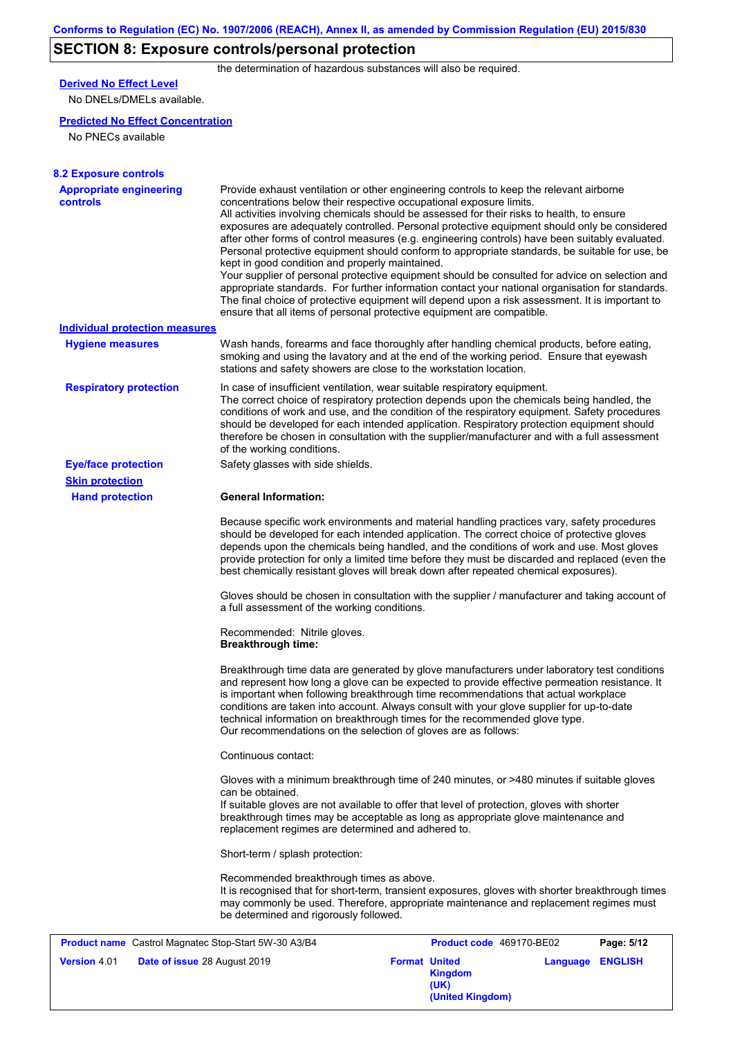## SECTION 8: Exposure controls/personal protection

the determination of hazardous substances will also be required.

**Derived No Effect Level**

No DNELs/DMELs available.

**Predicted No Effect Concentration**

No PNECs available

### 8.2 Exposure controls

**Appropriate engineering controls**

Provide exhaust ventilation or other engineering controls to keep the relevant airborne concentrations below their respective occupational exposure limits.
All activities involving chemicals should be assessed for their risks to health, to ensure exposures are adequately controlled. Personal protective equipment should only be considered after other forms of control measures (e.g. engineering controls) have been suitably evaluated. Personal protective equipment should conform to appropriate standards, be suitable for use, be kept in good condition and properly maintained.
Your supplier of personal protective equipment should be consulted for advice on selection and appropriate standards. For further information contact your national organisation for standards. The final choice of protective equipment will depend upon a risk assessment. It is important to ensure that all items of personal protective equipment are compatible.

**Individual protection measures**

**Hygiene measures**

Wash hands, forearms and face thoroughly after handling chemical products, before eating, smoking and using the lavatory and at the end of the working period. Ensure that eyewash stations and safety showers are close to the workstation location.

**Respiratory protection**

In case of insufficient ventilation, wear suitable respiratory equipment.
The correct choice of respiratory protection depends upon the chemicals being handled, the conditions of work and use, and the condition of the respiratory equipment. Safety procedures should be developed for each intended application. Respiratory protection equipment should therefore be chosen in consultation with the supplier/manufacturer and with a full assessment of the working conditions.

**Eye/face protection**

Safety glasses with side shields.

**Skin protection**

**Hand protection**

**General Information:**

Because specific work environments and material handling practices vary, safety procedures should be developed for each intended application. The correct choice of protective gloves depends upon the chemicals being handled, and the conditions of work and use. Most gloves provide protection for only a limited time before they must be discarded and replaced (even the best chemically resistant gloves will break down after repeated chemical exposures).

Gloves should be chosen in consultation with the supplier / manufacturer and taking account of a full assessment of the working conditions.

Recommended: Nitrile gloves.
**Breakthrough time:**

Breakthrough time data are generated by glove manufacturers under laboratory test conditions and represent how long a glove can be expected to provide effective permeation resistance. It is important when following breakthrough time recommendations that actual workplace conditions are taken into account. Always consult with your glove supplier for up-to-date technical information on breakthrough times for the recommended glove type.
Our recommendations on the selection of gloves are as follows:

Continuous contact:

Gloves with a minimum breakthrough time of 240 minutes, or >480 minutes if suitable gloves can be obtained.
If suitable gloves are not available to offer that level of protection, gloves with shorter breakthrough times may be acceptable as long as appropriate glove maintenance and replacement regimes are determined and adhered to.

Short-term / splash protection:

Recommended breakthrough times as above.
It is recognised that for short-term, transient exposures, gloves with shorter breakthrough times may commonly be used. Therefore, appropriate maintenance and replacement regimes must be determined and rigorously followed.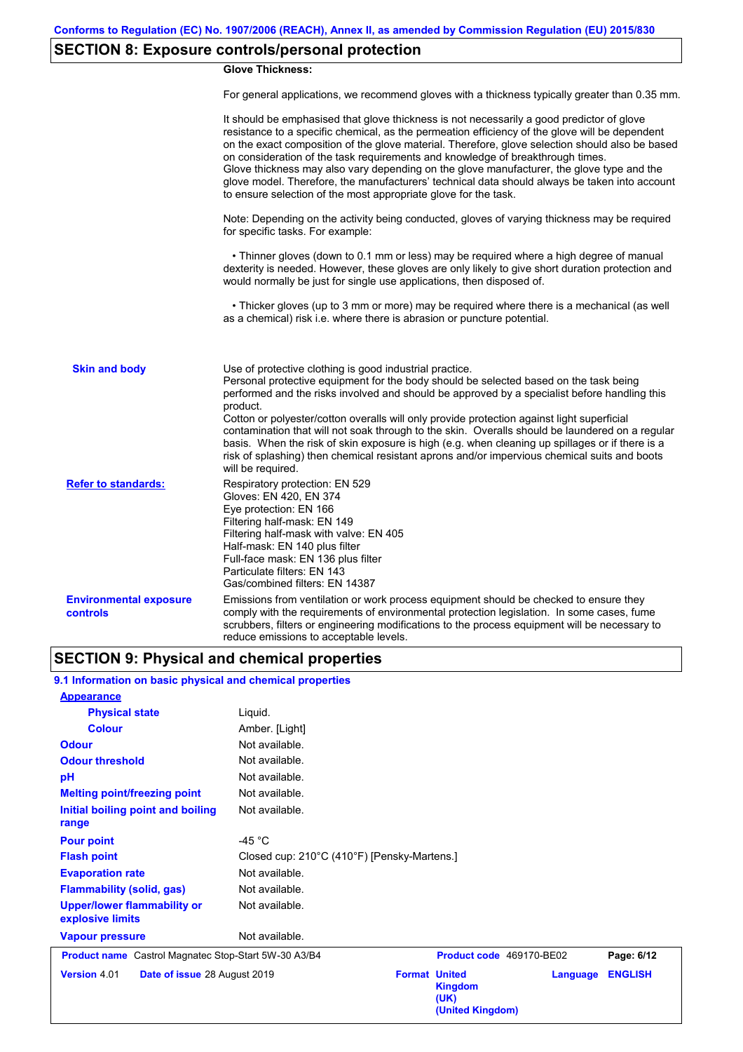## SECTION 8: Exposure controls/personal protection

**Glove Thickness:**

For general applications, we recommend gloves with a thickness typically greater than 0.35 mm.

It should be emphasised that glove thickness is not necessarily a good predictor of glove resistance to a specific chemical, as the permeation efficiency of the glove will be dependent on the exact composition of the glove material. Therefore, glove selection should also be based on consideration of the task requirements and knowledge of breakthrough times.
Glove thickness may also vary depending on the glove manufacturer, the glove type and the glove model. Therefore, the manufacturers' technical data should always be taken into account to ensure selection of the most appropriate glove for the task.

Note: Depending on the activity being conducted, gloves of varying thickness may be required for specific tasks. For example:

- Thinner gloves (down to 0.1 mm or less) may be required where a high degree of manual dexterity is needed. However, these gloves are only likely to give short duration protection and would normally be just for single use applications, then disposed of.

- Thicker gloves (up to 3 mm or more) may be required where there is a mechanical (as well as a chemical) risk i.e. where there is abrasion or puncture potential.

**Skin and body**

Use of protective clothing is good industrial practice.
Personal protective equipment for the body should be selected based on the task being performed and the risks involved and should be approved by a specialist before handling this product.
Cotton or polyester/cotton overalls will only provide protection against light superficial contamination that will not soak through to the skin. Overalls should be laundered on a regular basis. When the risk of skin exposure is high (e.g. when cleaning up spillages or if there is a risk of splashing) then chemical resistant aprons and/or impervious chemical suits and boots will be required.

**Refer to standards:**

Respiratory protection: EN 529
Gloves: EN 420, EN 374
Eye protection: EN 166
Filtering half-mask: EN 149
Filtering half-mask with valve: EN 405
Half-mask: EN 140 plus filter
Full-face mask: EN 136 plus filter
Particulate filters: EN 143
Gas/combined filters: EN 14387

**Environmental exposure controls**

Emissions from ventilation or work process equipment should be checked to ensure they comply with the requirements of environmental protection legislation. In some cases, fume scrubbers, filters or engineering modifications to the process equipment will be necessary to reduce emissions to acceptable levels.

## SECTION 9: Physical and chemical properties

### 9.1 Information on basic physical and chemical properties

| Property | Value |
|---|---|
| **Appearance** | |
| Physical state | Liquid. |
| Colour | Amber. [Light] |
| Odour | Not available. |
| Odour threshold | Not available. |
| pH | Not available. |
| Melting point/freezing point | Not available. |
| Initial boiling point and boiling range | Not available. |
| Pour point | -45 °C |
| Flash point | Closed cup: 210°C (410°F) [Pensky-Martens.] |
| Evaporation rate | Not available. |
| Flammability (solid, gas) | Not available. |
| Upper/lower flammability or explosive limits | Not available. |
| Vapour pressure | Not available. |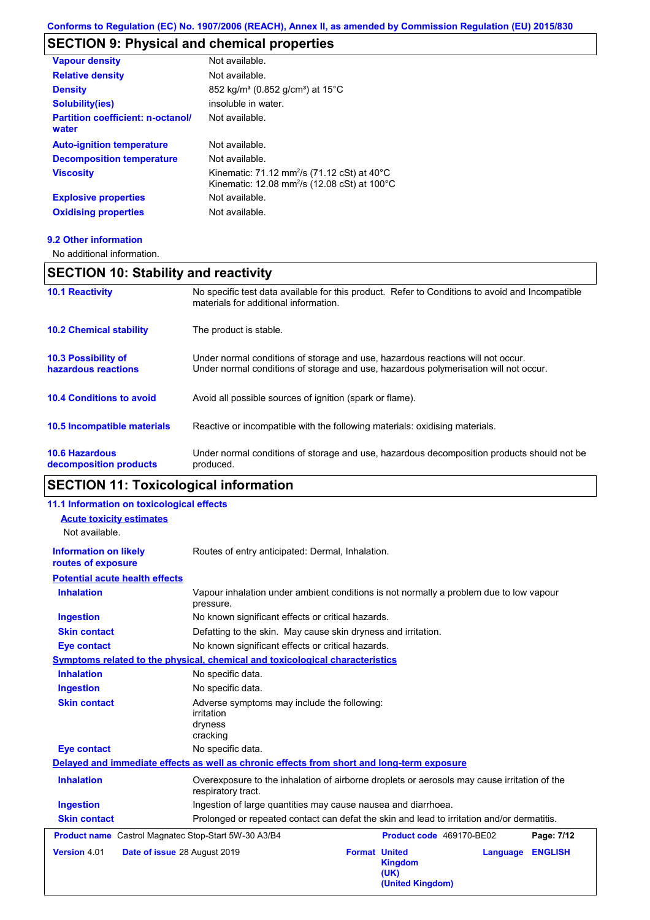## SECTION 9: Physical and chemical properties

| | |
|---|---|
| **Vapour density** | Not available. |
| **Relative density** | Not available. |
| **Density** | 852 kg/m³ (0.852 g/cm³) at 15°C |
| **Solubility(ies)** | insoluble in water. |
| **Partition coefficient: n-octanol/ water** | Not available. |
| **Auto-ignition temperature** | Not available. |
| **Decomposition temperature** | Not available. |
| **Viscosity** | Kinematic: 71.12 mm²/s (71.12 cSt) at 40°C<br>Kinematic: 12.08 mm²/s (12.08 cSt) at 100°C |
| **Explosive properties** | Not available. |
| **Oxidising properties** | Not available. |

### 9.2 Other information

No additional information.

## SECTION 10: Stability and reactivity

| | |
|---|---|
| **10.1 Reactivity** | No specific test data available for this product. Refer to Conditions to avoid and Incompatible materials for additional information. |
| **10.2 Chemical stability** | The product is stable. |
| **10.3 Possibility of hazardous reactions** | Under normal conditions of storage and use, hazardous reactions will not occur.<br>Under normal conditions of storage and use, hazardous polymerisation will not occur. |
| **10.4 Conditions to avoid** | Avoid all possible sources of ignition (spark or flame). |
| **10.5 Incompatible materials** | Reactive or incompatible with the following materials: oxidising materials. |
| **10.6 Hazardous decomposition products** | Under normal conditions of storage and use, hazardous decomposition products should not be produced. |

## SECTION 11: Toxicological information

### 11.1 Information on toxicological effects

**Acute toxicity estimates**

Not available.

| | |
|---|---|
| **Information on likely routes of exposure** | Routes of entry anticipated: Dermal, Inhalation. |

**Potential acute health effects**

| | |
|---|---|
| **Inhalation** | Vapour inhalation under ambient conditions is not normally a problem due to low vapour pressure. |
| **Ingestion** | No known significant effects or critical hazards. |
| **Skin contact** | Defatting to the skin. May cause skin dryness and irritation. |
| **Eye contact** | No known significant effects or critical hazards. |

**Symptoms related to the physical, chemical and toxicological characteristics**

| | |
|---|---|
| **Inhalation** | No specific data. |
| **Ingestion** | No specific data. |
| **Skin contact** | Adverse symptoms may include the following:<br>irritation<br>dryness<br>cracking |
| **Eye contact** | No specific data. |

**Delayed and immediate effects as well as chronic effects from short and long-term exposure**

| | |
|---|---|
| **Inhalation** | Overexposure to the inhalation of airborne droplets or aerosols may cause irritation of the respiratory tract. |
| **Ingestion** | Ingestion of large quantities may cause nausea and diarrhoea. |
| **Skin contact** | Prolonged or repeated contact can defat the skin and lead to irritation and/or dermatitis. |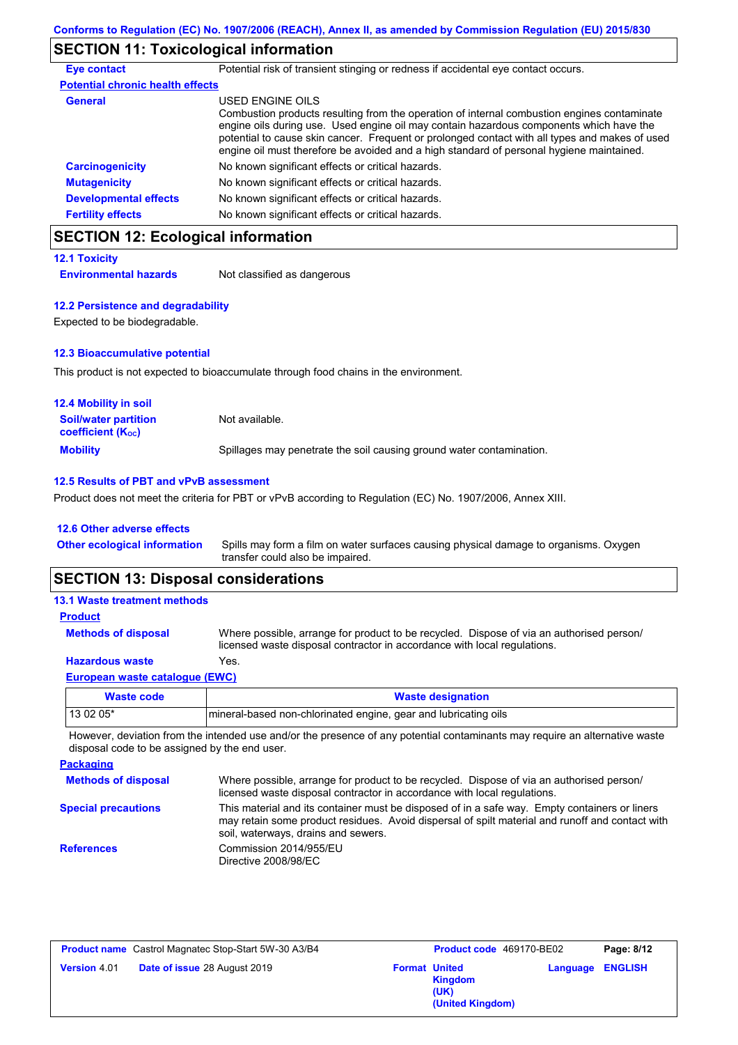## SECTION 11: Toxicological information

**Eye contact** Potential risk of transient stinging or redness if accidental eye contact occurs.

**Potential chronic health effects**

**General** USED ENGINE OILS
Combustion products resulting from the operation of internal combustion engines contaminate engine oils during use. Used engine oil may contain hazardous components which have the potential to cause skin cancer. Frequent or prolonged contact with all types and makes of used engine oil must therefore be avoided and a high standard of personal hygiene maintained.

**Carcinogenicity** No known significant effects or critical hazards.

**Mutagenicity** No known significant effects or critical hazards.

**Developmental effects** No known significant effects or critical hazards.

**Fertility effects** No known significant effects or critical hazards.

## SECTION 12: Ecological information

### 12.1 Toxicity

**Environmental hazards** Not classified as dangerous

### 12.2 Persistence and degradability

Expected to be biodegradable.

### 12.3 Bioaccumulative potential

This product is not expected to bioaccumulate through food chains in the environment.

### 12.4 Mobility in soil

**Soil/water partition coefficient ($K_{OC}$)** Not available.

**Mobility** Spillages may penetrate the soil causing ground water contamination.

### 12.5 Results of PBT and vPvB assessment

Product does not meet the criteria for PBT or vPvB according to Regulation (EC) No. 1907/2006, Annex XIII.

### 12.6 Other adverse effects

**Other ecological information** Spills may form a film on water surfaces causing physical damage to organisms. Oxygen transfer could also be impaired.

## SECTION 13: Disposal considerations

### 13.1 Waste treatment methods

**Product**

**Methods of disposal** Where possible, arrange for product to be recycled. Dispose of via an authorised person/ licensed waste disposal contractor in accordance with local regulations.

**Hazardous waste** Yes.

**European waste catalogue (EWC)**

| Waste code | Waste designation |
|---|---|
| 13 02 05* | mineral-based non-chlorinated engine, gear and lubricating oils |

However, deviation from the intended use and/or the presence of any potential contaminants may require an alternative waste disposal code to be assigned by the end user.

**Packaging**

**Methods of disposal** Where possible, arrange for product to be recycled. Dispose of via an authorised person/ licensed waste disposal contractor in accordance with local regulations.

**Special precautions** This material and its container must be disposed of in a safe way. Empty containers or liners may retain some product residues. Avoid dispersal of spilt material and runoff and contact with soil, waterways, drains and sewers.

**References** Commission 2014/955/EU
Directive 2008/98/EC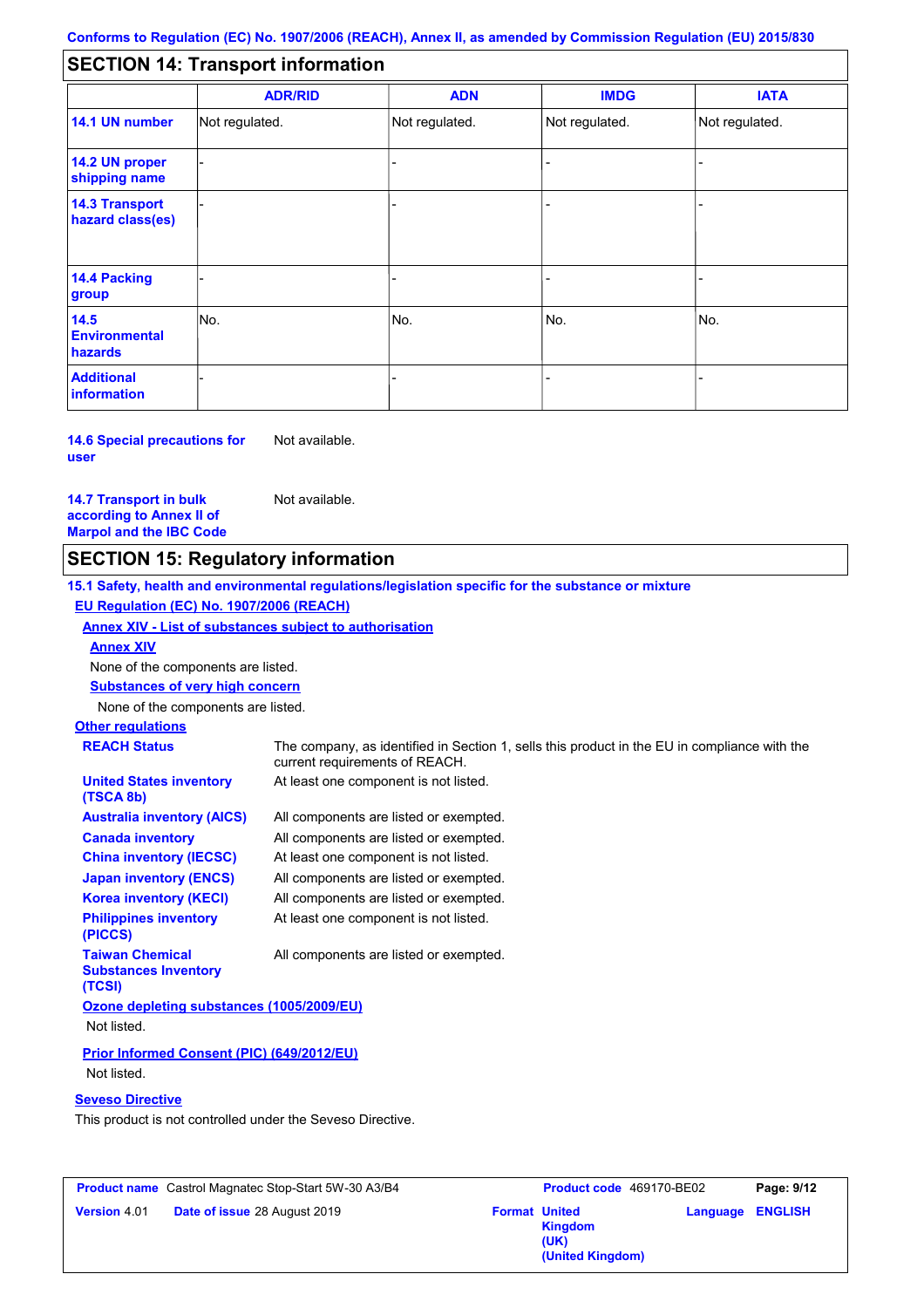## SECTION 14: Transport information

| | ADR/RID | ADN | IMDG | IATA |
|---|---|---|---|---|
| **14.1 UN number** | Not regulated. | Not regulated. | Not regulated. | Not regulated. |
| **14.2 UN proper shipping name** | - | - | - | - |
| **14.3 Transport hazard class(es)** | - | - | - | - |
| **14.4 Packing group** | - | - | - | - |
| **14.5 Environmental hazards** | No. | No. | No. | No. |
| **Additional information** | - | - | - | - |

**14.6 Special precautions for user** Not available.

**14.7 Transport in bulk according to Annex II of Marpol and the IBC Code** Not available.

## SECTION 15: Regulatory information

**15.1 Safety, health and environmental regulations/legislation specific for the substance or mixture**

**EU Regulation (EC) No. 1907/2006 (REACH)**

**Annex XIV - List of substances subject to authorisation**

**Annex XIV**

None of the components are listed.

**Substances of very high concern**

None of the components are listed.

**Other regulations**

| | |
|---|---|
| **REACH Status** | The company, as identified in Section 1, sells this product in the EU in compliance with the current requirements of REACH. |
| **United States inventory (TSCA 8b)** | At least one component is not listed. |
| **Australia inventory (AICS)** | All components are listed or exempted. |
| **Canada inventory** | All components are listed or exempted. |
| **China inventory (IECSC)** | At least one component is not listed. |
| **Japan inventory (ENCS)** | All components are listed or exempted. |
| **Korea inventory (KECI)** | All components are listed or exempted. |
| **Philippines inventory (PICCS)** | At least one component is not listed. |
| **Taiwan Chemical Substances Inventory (TCSI)** | All components are listed or exempted. |

**Ozone depleting substances (1005/2009/EU)**

Not listed.

**Prior Informed Consent (PIC) (649/2012/EU)**

Not listed.

**Seveso Directive**

This product is not controlled under the Seveso Directive.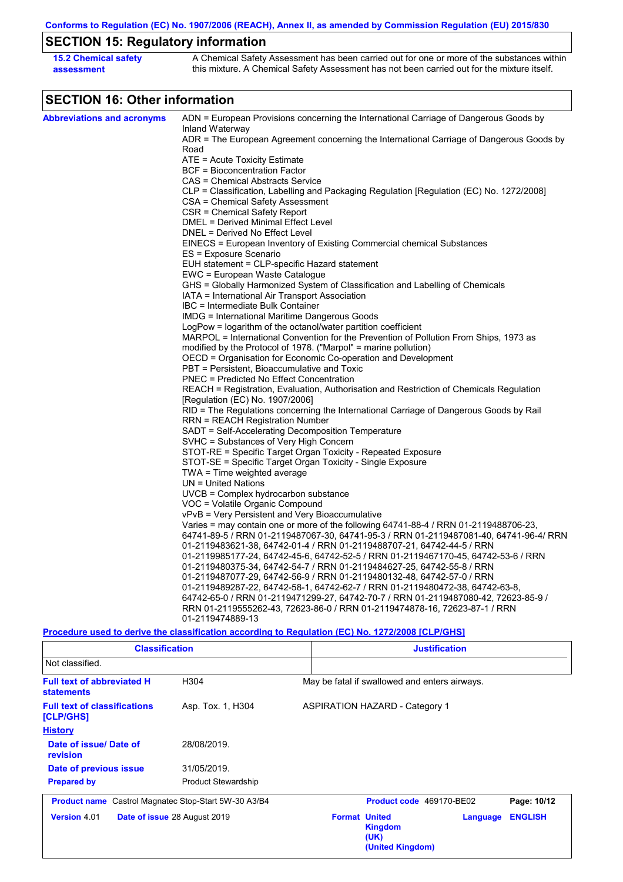Conforms to Regulation (EC) No. 1907/2006 (REACH), Annex II, as amended by Commission Regulation (EU) 2015/830

## SECTION 15: Regulatory information

**15.2 Chemical safety assessment**

A Chemical Safety Assessment has been carried out for one or more of the substances within this mixture. A Chemical Safety Assessment has not been carried out for the mixture itself.

## SECTION 16: Other information

**Abbreviations and acronyms**

ADN = European Provisions concerning the International Carriage of Dangerous Goods by Inland Waterway
ADR = The European Agreement concerning the International Carriage of Dangerous Goods by Road
ATE = Acute Toxicity Estimate
BCF = Bioconcentration Factor
CAS = Chemical Abstracts Service
CLP = Classification, Labelling and Packaging Regulation [Regulation (EC) No. 1272/2008]
CSA = Chemical Safety Assessment
CSR = Chemical Safety Report
DMEL = Derived Minimal Effect Level
DNEL = Derived No Effect Level
EINECS = European Inventory of Existing Commercial chemical Substances
ES = Exposure Scenario
EUH statement = CLP-specific Hazard statement
EWC = European Waste Catalogue
GHS = Globally Harmonized System of Classification and Labelling of Chemicals
IATA = International Air Transport Association
IBC = Intermediate Bulk Container
IMDG = International Maritime Dangerous Goods
LogPow = logarithm of the octanol/water partition coefficient
MARPOL = International Convention for the Prevention of Pollution From Ships, 1973 as modified by the Protocol of 1978. ("Marpol" = marine pollution)
OECD = Organisation for Economic Co-operation and Development
PBT = Persistent, Bioaccumulative and Toxic
PNEC = Predicted No Effect Concentration
REACH = Registration, Evaluation, Authorisation and Restriction of Chemicals Regulation [Regulation (EC) No. 1907/2006]
RID = The Regulations concerning the International Carriage of Dangerous Goods by Rail
RRN = REACH Registration Number
SADT = Self-Accelerating Decomposition Temperature
SVHC = Substances of Very High Concern
STOT-RE = Specific Target Organ Toxicity - Repeated Exposure
STOT-SE = Specific Target Organ Toxicity - Single Exposure
TWA = Time weighted average
UN = United Nations
UVCB = Complex hydrocarbon substance
VOC = Volatile Organic Compound
vPvB = Very Persistent and Very Bioaccumulative
Varies = may contain one or more of the following 64741-88-4 / RRN 01-2119488706-23, 64741-89-5 / RRN 01-2119487067-30, 64741-95-3 / RRN 01-2119487081-40, 64741-96-4/ RRN 01-2119483621-38, 64742-01-4 / RRN 01-2119488707-21, 64742-44-5 / RRN 01-2119985177-24, 64742-45-6, 64742-52-5 / RRN 01-2119467170-45, 64742-53-6 / RRN 01-2119480375-34, 64742-54-7 / RRN 01-2119484627-25, 64742-55-8 / RRN 01-2119487077-29, 64742-56-9 / RRN 01-2119480132-48, 64742-57-0 / RRN 01-2119489287-22, 64742-58-1, 64742-62-7 / RRN 01-2119480472-38, 64742-63-8, 64742-65-0 / RRN 01-2119471299-27, 64742-70-7 / RRN 01-2119487080-42, 72623-85-9 / RRN 01-2119555262-43, 72623-86-0 / RRN 01-2119474878-16, 72623-87-1 / RRN 01-2119474889-13

**Procedure used to derive the classification according to Regulation (EC) No. 1272/2008 [CLP/GHS]**

| Classification | Justification |
|---|---|
| Not classified. | |

**Full text of abbreviated H statements**: H304 — May be fatal if swallowed and enters airways.

**Full text of classifications [CLP/GHS]**: Asp. Tox. 1, H304 — ASPIRATION HAZARD - Category 1

**History**

**Date of issue/ Date of revision**: 28/08/2019.

**Date of previous issue**: 31/05/2019.

**Prepared by**: Product Stewardship

**Product name** Castrol Magnatec Stop-Start 5W-30 A3/B4 | **Product code** 469170-BE02 | **Version** 4.01 | **Date of issue** 28 August 2019 | **Format** United Kingdom (UK) (United Kingdom) | **Language** ENGLISH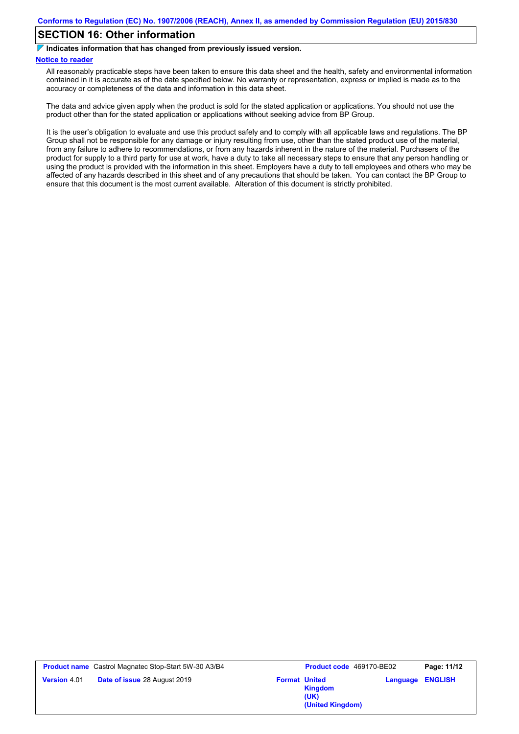## SECTION 16: Other information

**Indicates information that has changed from previously issued version.**

**Notice to reader**

All reasonably practicable steps have been taken to ensure this data sheet and the health, safety and environmental information contained in it is accurate as of the date specified below. No warranty or representation, express or implied is made as to the accuracy or completeness of the data and information in this data sheet.

The data and advice given apply when the product is sold for the stated application or applications. You should not use the product other than for the stated application or applications without seeking advice from BP Group.

It is the user's obligation to evaluate and use this product safely and to comply with all applicable laws and regulations. The BP Group shall not be responsible for any damage or injury resulting from use, other than the stated product use of the material, from any failure to adhere to recommendations, or from any hazards inherent in the nature of the material. Purchasers of the product for supply to a third party for use at work, have a duty to take all necessary steps to ensure that any person handling or using the product is provided with the information in this sheet. Employers have a duty to tell employees and others who may be affected of any hazards described in this sheet and of any precautions that should be taken. You can contact the BP Group to ensure that this document is the most current available. Alteration of this document is strictly prohibited.